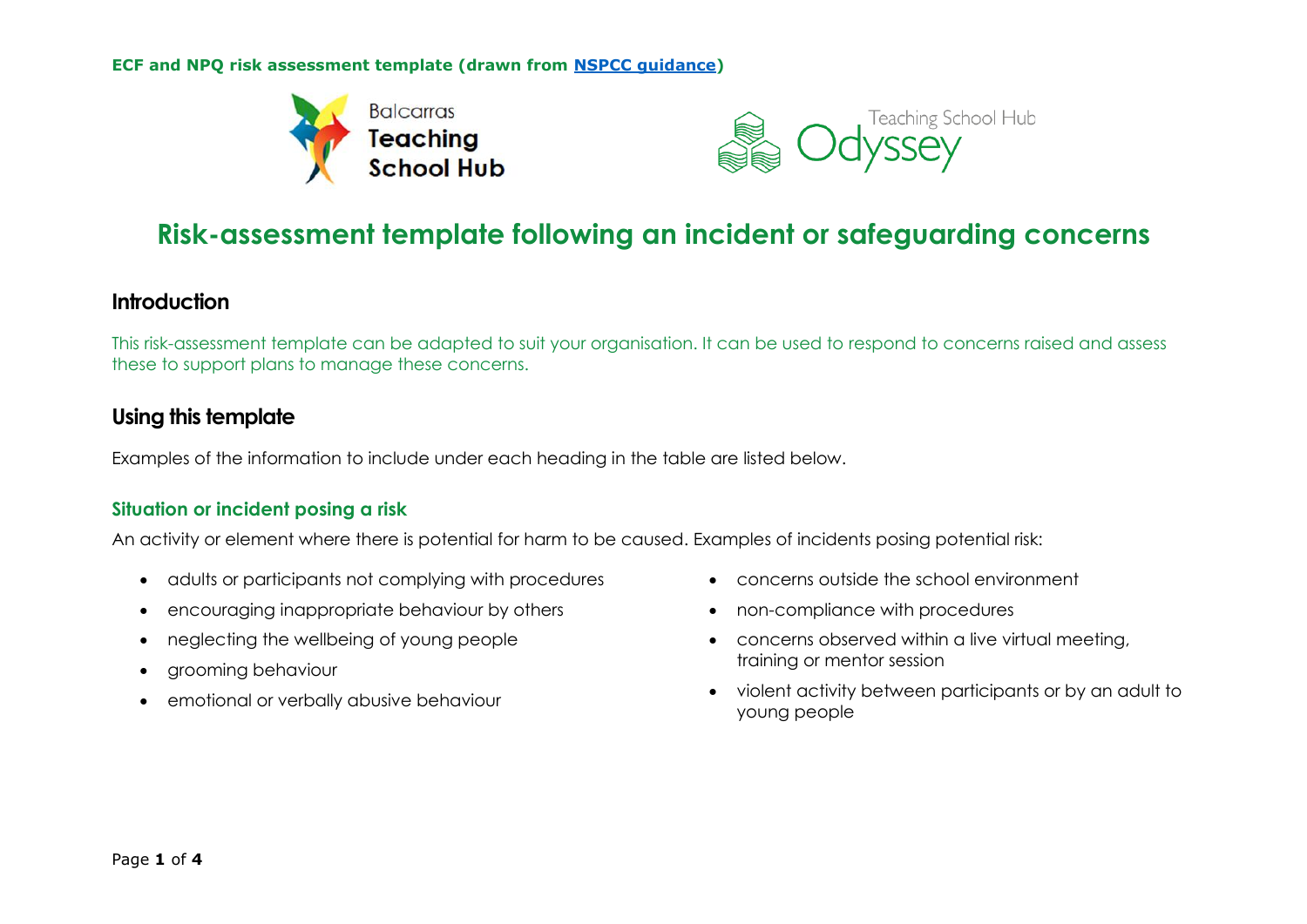**ECF and NPQ risk assessment template (drawn from [NSPCC guidance](NSPCC guidance))**

# Risk-assessment template following an incident or safeguarding concerns

## Introduction

This risk-assessment template can be adapted to suit your organisation. It can be used to respond to concerns raised and assess these to support plans to manage these concerns.

## Using this template

Examples of the information to include under each heading in the table are listed below.

### Situation or incident posing a risk

An activity or element where there is potential for harm to be caused. Examples of incidents posing potential risk:

- adults or participants not complying with procedures
- encouraging inappropriate behaviour by others
- neglecting the wellbeing of young people
- grooming behaviour
- emotional or verbally abusive behaviour
- concerns outside the school environment
- non-compliance with procedures
- concerns observed within a live virtual meeting, training or mentor session
- violent activity between participants or by an adult to young people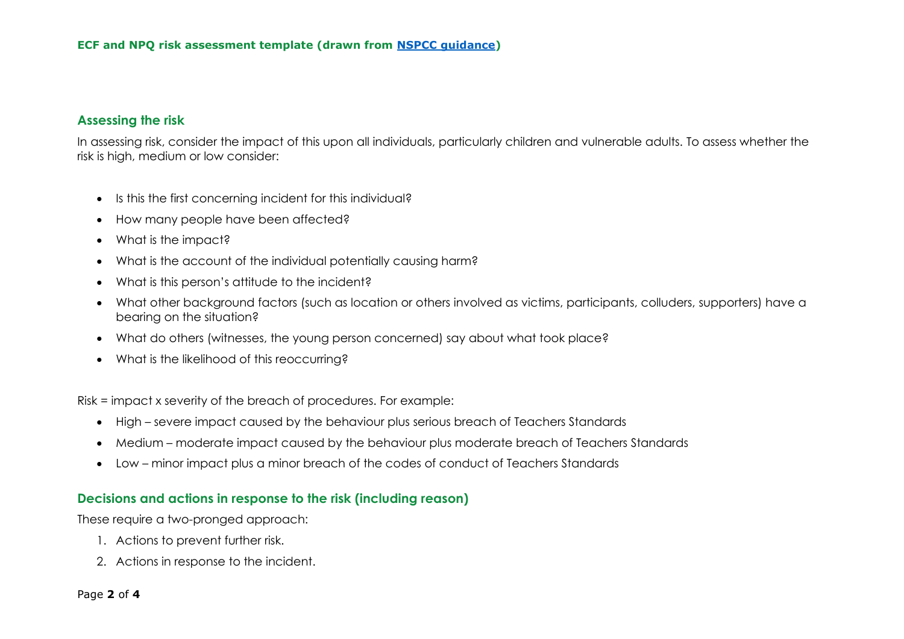## Assessing the risk

In assessing risk, consider the impact of this upon all individuals, particularly children and vulnerable adults. To assess whether the risk is high, medium or low consider:

- Is this the first concerning incident for this individual?
- How many people have been affected?
- What is the impact?
- What is the account of the individual potentially causing harm?
- What is this person's attitude to the incident?
- What other background factors (such as location or others involved as victims, participants, colluders, supporters) have a bearing on the situation?
- What do others (witnesses, the young person concerned) say about what took place?
- What is the likelihood of this reoccurring?

Risk = impact x severity of the breach of procedures. For example:

- High – severe impact caused by the behaviour plus serious breach of Teachers Standards
- Medium – moderate impact caused by the behaviour plus moderate breach of Teachers Standards
- Low – minor impact plus a minor breach of the codes of conduct of Teachers Standards

## Decisions and actions in response to the risk (including reason)

These require a two-pronged approach:

1. Actions to prevent further risk.
2. Actions in response to the incident.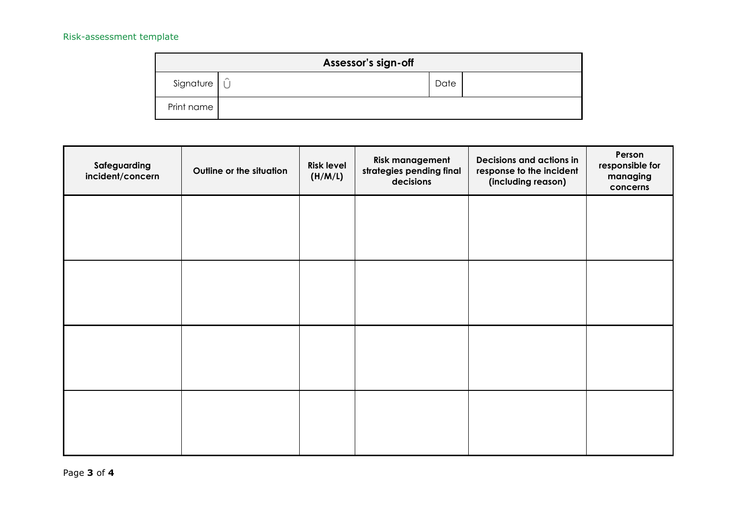Risk-assessment template

| Assessor's sign-off | | | |
|---|---|---|---|
| Signature | Û | Date | |
| Print name | | | |

| Safeguarding incident/concern | Outline or the situation | Risk level (H/M/L) | Risk management strategies pending final decisions | Decisions and actions in response to the incident (including reason) | Person responsible for managing concerns |
|---|---|---|---|---|---|
| | | | | | |
| | | | | | |
| | | | | | |
| | | | | | |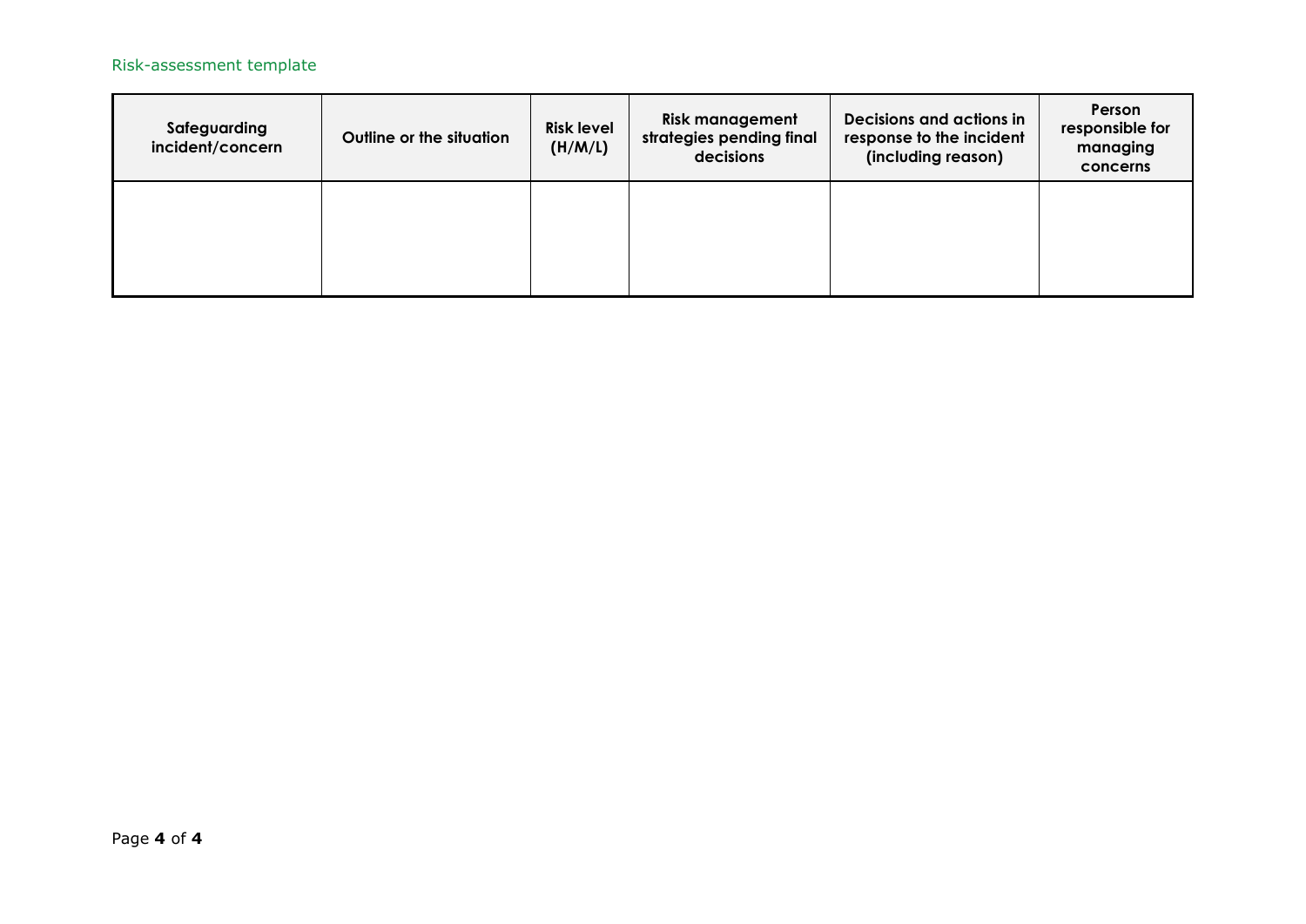Risk-assessment template

| Safeguarding incident/concern | Outline or the situation | Risk level (H/M/L) | Risk management strategies pending final decisions | Decisions and actions in response to the incident (including reason) | Person responsible for managing concerns |
|---|---|---|---|---|---|
| | | | | | |